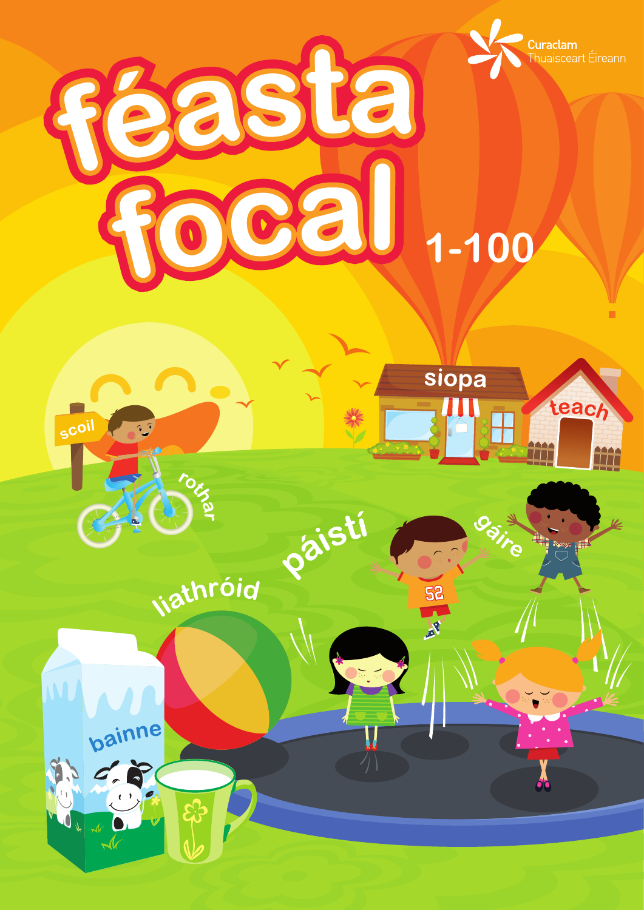Curaclam Thuaisceart Éireann

# féasta focal

1-100

siopa

teach

scoil

rothar

páistí

gáire

liathróid

bainne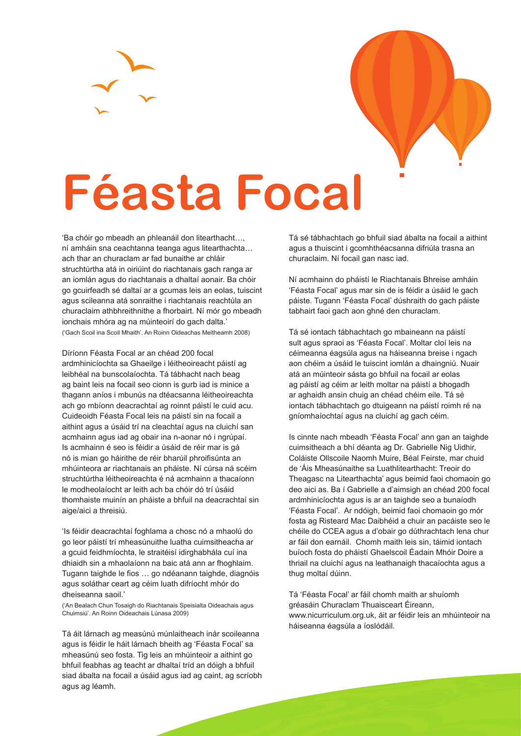# Féasta Focal

'Ba chóir go mbeadh an phleanáil don litearthacht…, ní amháin sna ceachtanna teanga agus litearthachta… ach thar an churaclam ar fad bunaithe ar chláir struchtúrtha atá in oiriúint do riachtanais gach ranga ar an iomlán agus do riachtanais a dhaltaí aonair. Ba chóir go gcuirfeadh sé daltaí ar a gcumas leis an eolas, tuiscint agus scileanna atá sonraithe i riachtanais reachtúla an churaclaim athbhreithnithe a fhorbairt. Ní mór go mbeadh ionchais mhóra ag na múinteoirí do gach dalta.'

('Gach Scoil ina Scoil Mhaith'. An Roinn Oideachas Meitheamh 2008)

Díríonn Féasta Focal ar an chéad 200 focal ardmhinicíochta sa Ghaeilge i léitheoireacht páistí ag leibhéal na bunscolaíochta. Tá tábhacht nach beag ag baint leis na focail seo cionn is gurb iad is minice a thagann aníos i mbunús na dtéacsanna léitheoireachta ach go mbíonn deacrachtaí ag roinnt páistí le cuid acu. Cuideoidh Féasta Focal leis na páistí sin na focail a aithint agus a úsáid trí na cleachtaí agus na cluichí san acmhainn agus iad ag obair ina n-aonar nó i ngrúpaí. Is acmhainn é seo is féidir a úsáid de réir mar is gá nó is mian go háirithe de réir bharúil phroifisúnta an mhúinteora ar riachtanais an pháiste. Ní cúrsa ná scéim struchtúrtha léitheoireachta é ná acmhainn a thacaíonn le modheolaíocht ar leith ach ba chóir dó trí úsáid thomhaiste muinín an pháiste a bhfuil na deacrachtaí sin aige/aici a threisiú.

'Is féidir deacrachtaí foghlama a chosc nó a mhaolú do go leor páistí trí mheasúnuithe luatha cuimsitheacha ar a gcuid feidhmíochta, le straitéisí idirghabhála cuí ina dhiaidh sin a mhaolaíonn na baic atá ann ar fhoghlaim. Tugann taighde le fios … go ndéanann taighde, diagnóis agus soláthar ceart ag céim luath difríocht mhór do dheiseanna saoil.'

('An Bealach Chun Tosaigh do Riachtanais Speisialta Oideachais agus Chuimsiú'. An Roinn Oideachais Lúnasa 2009)

Tá áit lárnach ag measúnú múnlaitheach inár scoileanna agus is féidir le háit lárnach bheith ag 'Féasta Focal' sa mheasúnú seo fosta. Tig leis an mhúinteoir a aithint go bhfuil feabhas ag teacht ar dhaltaí tríd an dóigh a bhfuil siad ábalta na focail a úsáid agus iad ag caint, ag scríobh agus ag léamh.

Tá sé tábhachtach go bhfuil siad ábalta na focail a aithint agus a thuiscint i gcomhthéacsanna difriúla trasna an churaclaim. Ní focail gan nasc iad.

Ní acmhainn do pháistí le Riachtanais Bhreise amháin 'Féasta Focal' agus mar sin de is féidir a úsáid le gach páiste. Tugann 'Féasta Focal' dúshraith do gach páiste tabhairt faoi gach aon ghné den churaclam.

Tá sé iontach tábhachtach go mbaineann na páistí sult agus spraoi as 'Féasta Focal'. Moltar cloí leis na céimeanna éagsúla agus na háiseanna breise i ngach aon chéim a úsáid le tuiscint iomlán a dhaingniú. Nuair atá an múinteoir sásta go bhfuil na focail ar eolas ag páistí ag céim ar leith moltar na páistí a bhogadh ar aghaidh ansin chuig an chéad chéim eile. Tá sé iontach tábhachtach go dtuigeann na páistí roimh ré na gníomhaíochtaí agus na cluichí ag gach céim.

Is cinnte nach mbeadh 'Féasta Focal' ann gan an taighde cuimsitheach a bhí déanta ag Dr. Gabrielle Nig Uidhir, Coláiste Ollscoile Naomh Muire, Béal Feirste, mar chuid de 'Áis Mheasúnaithe sa Luathlitearthacht: Treoir do Theagasc na Litearthachta' agus beimid faoi chomaoin go deo aici as. Ba í Gabrielle a d'aimsigh an chéad 200 focal ardmhinicíochta agus is ar an taighde seo a bunaíodh 'Féasta Focal'. Ar ndóigh, beimid faoi chomaoin go mór fosta ag Risteard Mac Daibhéid a chuir an pacáiste seo le chéile do CCEA agus a d'obair go dúthrachtach lena chur ar fáil don earnáil. Chomh maith leis sin, táimid iontach buíoch fosta do pháistí Ghaelscoil Éadain Mhóir Doire a thriail na cluichí agus na leathanaigh thacaíochta agus a thug moltaí dúinn.

Tá 'Féasta Focal' ar fáil chomh maith ar shuíomh gréasáin Churaclam Thuaisceart Éireann, www.nicurriculum.org.uk, áit ar féidir leis an mhúinteoir na háiseanna éagsúla a íoslódáil.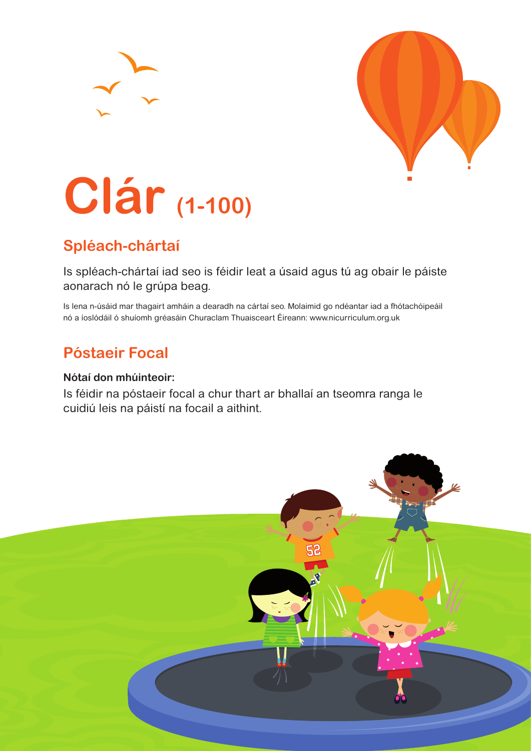# Clár (1-100)

## Spléach-chártaí

Is spléach-chártaí iad seo is féidir leat a úsaid agus tú ag obair le páiste aonarach nó le grúpa beag.

Is lena n-úsáid mar thagairt amháin a dearadh na cártaí seo. Molaimid go ndéantar iad a fhótachóipeáil nó a íoslódáil ó shuíomh gréasáin Churaclam Thuaisceart Éireann: www.nicurriculum.org.uk

## Póstaeir Focal

**Nótaí don mhúinteoir:**

Is féidir na póstaeir focal a chur thart ar bhallaí an tseomra ranga le cuidiú leis na páistí na focail a aithint.